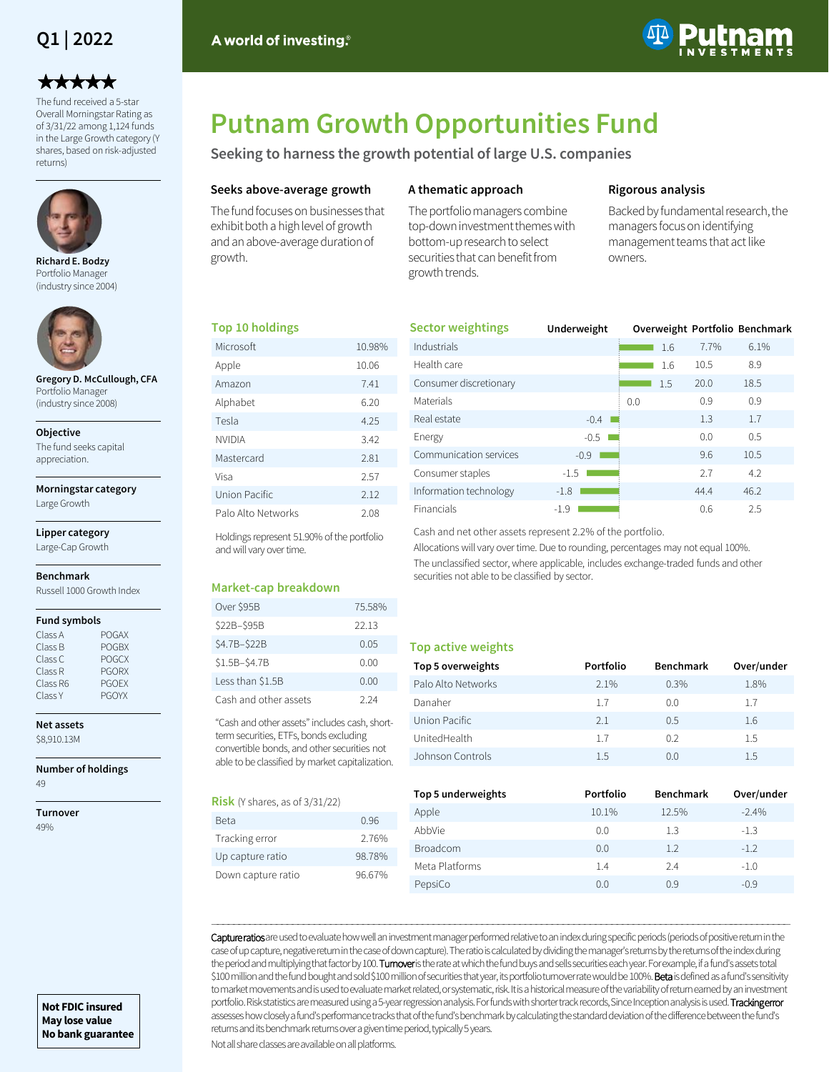Q1 | 2022

★★★★★

The fund received a 5-star Overall Morningstar Rating as of 3/31/22 among 1,124 funds in the Large Growth category (Y shares, based on risk-adjusted returns)

**Richard E. Bodzy**
Portfolio Manager
(industry since 2004)

**Gregory D. McCullough, CFA**
Portfolio Manager
(industry since 2008)

**Objective**
The fund seeks capital appreciation.

**Morningstar category**
Large Growth

**Lipper category**
Large-Cap Growth

**Benchmark**
Russell 1000 Growth Index

**Fund symbols**

| | |
|---|---|
| Class A | POGAX |
| Class B | POGBX |
| Class C | POGCX |
| Class R | PGORX |
| Class R6 | PGOEX |
| Class Y | PGOYX |

**Net assets**
$8,910.13M

**Number of holdings**
49

**Turnover**
49%

**Not FDIC insured**
**May lose value**
**No bank guarantee**

A world of investing.®

Putnam INVESTMENTS

# Putnam Growth Opportunities Fund

## Seeking to harness the growth potential of large U.S. companies

### Seeks above-average growth

The fund focuses on businesses that exhibit both a high level of growth and an above-average duration of growth.

### A thematic approach

The portfolio managers combine top-down investment themes with bottom-up research to select securities that can benefit from growth trends.

### Rigorous analysis

Backed by fundamental research, the managers focus on identifying management teams that act like owners.

### Top 10 holdings

| | |
|---|---|
| Microsoft | 10.98% |
| Apple | 10.06 |
| Amazon | 7.41 |
| Alphabet | 6.20 |
| Tesla | 4.25 |
| NVIDIA | 3.42 |
| Mastercard | 2.81 |
| Visa | 2.57 |
| Union Pacific | 2.12 |
| Palo Alto Networks | 2.08 |

Holdings represent 51.90% of the portfolio and will vary over time.

### Market-cap breakdown

| | |
|---|---|
| Over $95B | 75.58% |
| $22B–$95B | 22.13 |
| $4.7B–$22B | 0.05 |
| $1.5B–$4.7B | 0.00 |
| Less than $1.5B | 0.00 |
| Cash and other assets | 2.24 |

"Cash and other assets" includes cash, short-term securities, ETFs, bonds excluding convertible bonds, and other securities not able to be classified by market capitalization.

### Risk (Y shares, as of 3/31/22)

| | |
|---|---|
| Beta | 0.96 |
| Tracking error | 2.76% |
| Up capture ratio | 98.78% |
| Down capture ratio | 96.67% |

### Sector weightings

| Sector | Underweight | Overweight | Portfolio | Benchmark |
|---|---|---|---|---|
| Industrials | | 1.6 | 7.7% | 6.1% |
| Health care | | 1.6 | 10.5 | 8.9 |
| Consumer discretionary | | 1.5 | 20.0 | 18.5 |
| Materials | | 0.0 | 0.9 | 0.9 |
| Real estate | -0.4 | | 1.3 | 1.7 |
| Energy | -0.5 | | 0.0 | 0.5 |
| Communication services | -0.9 | | 9.6 | 10.5 |
| Consumer staples | -1.5 | | 2.7 | 4.2 |
| Information technology | -1.8 | | 44.4 | 46.2 |
| Financials | -1.9 | | 0.6 | 2.5 |

Cash and net other assets represent 2.2% of the portfolio.

Allocations will vary over time. Due to rounding, percentages may not equal 100%.

The unclassified sector, where applicable, includes exchange-traded funds and other securities not able to be classified by sector.

### Top active weights

| Top 5 overweights | Portfolio | Benchmark | Over/under |
|---|---|---|---|
| Palo Alto Networks | 2.1% | 0.3% | 1.8% |
| Danaher | 1.7 | 0.0 | 1.7 |
| Union Pacific | 2.1 | 0.5 | 1.6 |
| UnitedHealth | 1.7 | 0.2 | 1.5 |
| Johnson Controls | 1.5 | 0.0 | 1.5 |

| Top 5 underweights | Portfolio | Benchmark | Over/under |
|---|---|---|---|
| Apple | 10.1% | 12.5% | -2.4% |
| AbbVie | 0.0 | 1.3 | -1.3 |
| Broadcom | 0.0 | 1.2 | -1.2 |
| Meta Platforms | 1.4 | 2.4 | -1.0 |
| PepsiCo | 0.0 | 0.9 | -0.9 |

---

**Capture ratios** are used to evaluate how well an investment manager performed relative to an index during specific periods (periods of positive return in the case of up capture, negative return in the case of down capture). The ratio is calculated by dividing the manager's returns by the returns of the index during the period and multiplying that factor by 100. **Turnover** is the rate at which the fund buys and sells securities each year. For example, if a fund's assets total $100 million and the fund bought and sold $100 million of securities that year, its portfolio turnover rate would be 100%. **Beta** is defined as a fund's sensitivity to market movements and is used to evaluate market related, or systematic, risk. It is a historical measure of the variability of return earned by an investment portfolio. Risk statistics are measured using a 5-year regression analysis. For funds with shorter track records, Since Inception analysis is used. **Tracking error** assesses how closely a fund's performance tracks that of the fund's benchmark by calculating the standard deviation of the difference between the fund's returns and its benchmark returns over a given time period, typically 5 years.

Not all share classes are available on all platforms.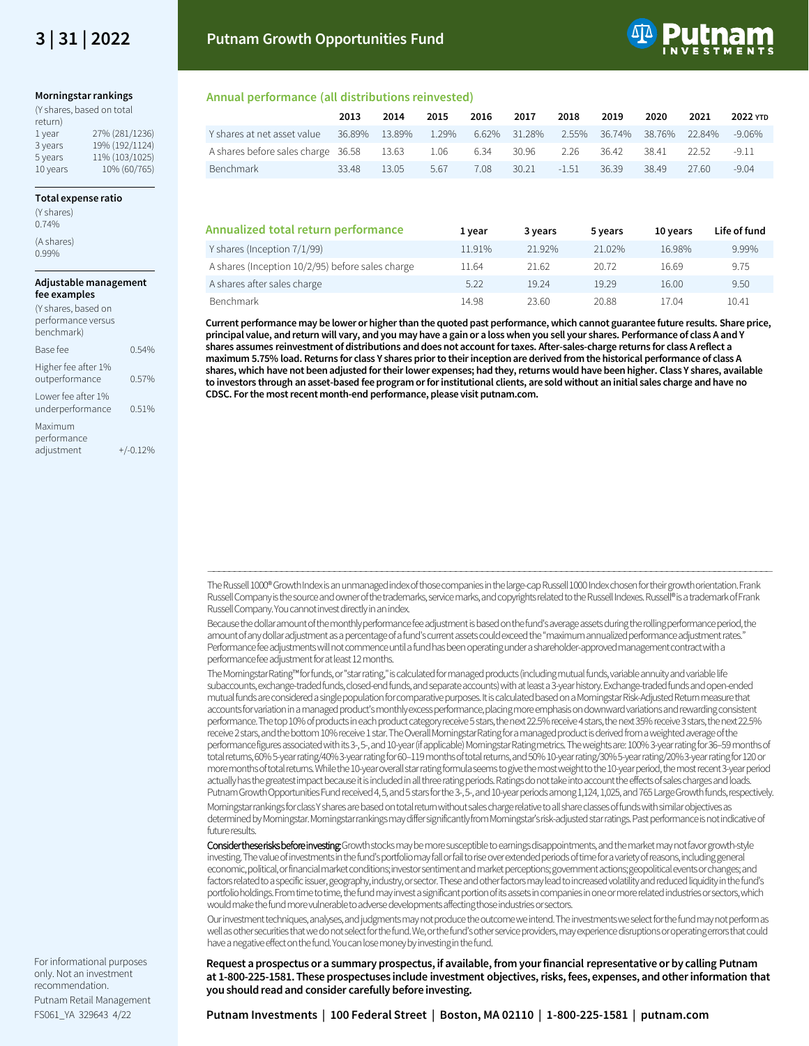# Putnam Growth Opportunities Fund

3 | 31 | 2022

**Morningstar rankings**

(Y shares, based on total return)

| | |
|---|---|
| 1 year | 27% (281/1236) |
| 3 years | 19% (192/1124) |
| 5 years | 11% (103/1025) |
| 10 years | 10% (60/765) |

**Total expense ratio**

(Y shares)
0.74%

(A shares)
0.99%

**Adjustable management fee examples**

(Y shares, based on performance versus benchmark)

| | |
|---|---|
| Base fee | 0.54% |
| Higher fee after 1% outperformance | 0.57% |
| Lower fee after 1% underperformance | 0.51% |
| Maximum performance adjustment | +/-0.12% |

## Annual performance (all distributions reinvested)

| | 2013 | 2014 | 2015 | 2016 | 2017 | 2018 | 2019 | 2020 | 2021 | 2022 YTD |
|---|---|---|---|---|---|---|---|---|---|---|
| Y shares at net asset value | 36.89% | 13.89% | 1.29% | 6.62% | 31.28% | 2.55% | 36.74% | 38.76% | 22.84% | -9.06% |
| A shares before sales charge | 36.58 | 13.63 | 1.06 | 6.34 | 30.96 | 2.26 | 36.42 | 38.41 | 22.52 | -9.11 |
| Benchmark | 33.48 | 13.05 | 5.67 | 7.08 | 30.21 | -1.51 | 36.39 | 38.49 | 27.60 | -9.04 |

## Annualized total return performance

| | 1 year | 3 years | 5 years | 10 years | Life of fund |
|---|---|---|---|---|---|
| Y shares (Inception 7/1/99) | 11.91% | 21.92% | 21.02% | 16.98% | 9.99% |
| A shares (Inception 10/2/95) before sales charge | 11.64 | 21.62 | 20.72 | 16.69 | 9.75 |
| A shares after sales charge | 5.22 | 19.24 | 19.29 | 16.00 | 9.50 |
| Benchmark | 14.98 | 23.60 | 20.88 | 17.04 | 10.41 |

**Current performance may be lower or higher than the quoted past performance, which cannot guarantee future results. Share price, principal value, and return will vary, and you may have a gain or a loss when you sell your shares. Performance of class A and Y shares assumes reinvestment of distributions and does not account for taxes. After-sales-charge returns for class A reflect a maximum 5.75% load. Returns for class Y shares prior to their inception are derived from the historical performance of class A shares, which have not been adjusted for their lower expenses; had they, returns would have been higher. Class Y shares, available to investors through an asset-based fee program or for institutional clients, are sold without an initial sales charge and have no CDSC. For the most recent month-end performance, please visit putnam.com.**

---

The Russell 1000® Growth Index is an unmanaged index of those companies in the large-cap Russell 1000 Index chosen for their growth orientation. Frank Russell Company is the source and owner of the trademarks, service marks, and copyrights related to the Russell Indexes. Russell® is a trademark of Frank Russell Company. You cannot invest directly in an index.

Because the dollar amount of the monthly performance fee adjustment is based on the fund's average assets during the rolling performance period, the amount of any dollar adjustment as a percentage of a fund's current assets could exceed the "maximum annualized performance adjustment rates." Performance fee adjustments will not commence until a fund has been operating under a shareholder-approved management contract with a performance fee adjustment for at least 12 months.

The Morningstar Rating™ for funds, or "star rating," is calculated for managed products (including mutual funds, variable annuity and variable life subaccounts, exchange-traded funds, closed-end funds, and separate accounts) with at least a 3-year history. Exchange-traded funds and open-ended mutual funds are considered a single population for comparative purposes. It is calculated based on a Morningstar Risk-Adjusted Return measure that accounts for variation in a managed product's monthly excess performance, placing more emphasis on downward variations and rewarding consistent performance. The top 10% of products in each product category receive 5 stars, the next 22.5% receive 4 stars, the next 35% receive 3 stars, the next 22.5% receive 2 stars, and the bottom 10% receive 1 star. The Overall Morningstar Rating for a managed product is derived from a weighted average of the performance figures associated with its 3-, 5-, and 10-year (if applicable) Morningstar Rating metrics. The weights are: 100% 3-year rating for 36–59 months of total returns, 60% 5-year rating/40% 3-year rating for 60–119 months of total returns, and 50% 10-year rating/30% 5-year rating/20% 3-year rating for 120 or more months of total returns. While the 10-year overall star rating formula seems to give the most weight to the 10-year period, the most recent 3-year period actually has the greatest impact because it is included in all three rating periods. Ratings do not take into account the effects of sales charges and loads. Putnam Growth Opportunities Fund received 4, 5, and 5 stars for the 3-, 5-, and 10-year periods among 1,124, 1,025, and 765 Large Growth funds, respectively.

Morningstar rankings for class Y shares are based on total return without sales charge relative to all share classes of funds with similar objectives as determined by Morningstar. Morningstar rankings may differ significantly from Morningstar's risk-adjusted star ratings. Past performance is not indicative of future results.

**Consider these risks before investing:** Growth stocks may be more susceptible to earnings disappointments, and the market may not favor growth-style investing. The value of investments in the fund's portfolio may fall or fail to rise over extended periods of time for a variety of reasons, including general economic, political, or financial market conditions; investor sentiment and market perceptions; government actions; geopolitical events or changes; and factors related to a specific issuer, geography, industry, or sector. These and other factors may lead to increased volatility and reduced liquidity in the fund's portfolio holdings. From time to time, the fund may invest a significant portion of its assets in companies in one or more related industries or sectors, which would make the fund more vulnerable to adverse developments affecting those industries or sectors.

Our investment techniques, analyses, and judgments may not produce the outcome we intend. The investments we select for the fund may not perform as well as other securities that we do not select for the fund. We, or the fund's other service providers, may experience disruptions or operating errors that could have a negative effect on the fund. You can lose money by investing in the fund.

**Request a prospectus or a summary prospectus, if available, from your financial representative or by calling Putnam at 1-800-225-1581. These prospectuses include investment objectives, risks, fees, expenses, and other information that you should read and consider carefully before investing.**

For informational purposes only. Not an investment recommendation.

Putnam Retail Management

FS061_YA 329643 4/22

**Putnam Investments | 100 Federal Street | Boston, MA 02110 | 1-800-225-1581 | putnam.com**